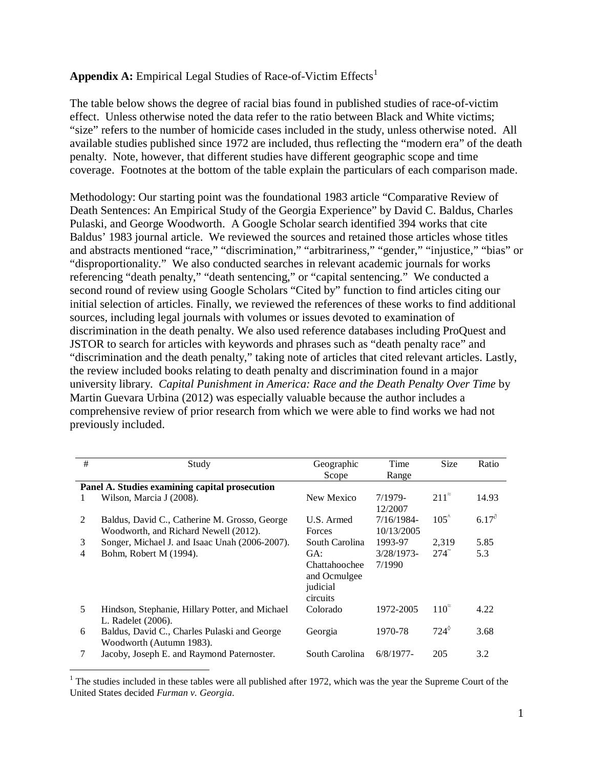**Appendix A:** Empirical Legal Studies of Race-of-Victim Effects[1]

The table below shows the degree of racial bias found in published studies of race-of-victim effect. Unless otherwise noted the data refer to the ratio between Black and White victims; "size" refers to the number of homicide cases included in the study, unless otherwise noted. All available studies published since 1972 are included, thus reflecting the "modern era" of the death penalty. Note, however, that different studies have different geographic scope and time coverage. Footnotes at the bottom of the table explain the particulars of each comparison made.

Methodology: Our starting point was the foundational 1983 article "Comparative Review of Death Sentences: An Empirical Study of the Georgia Experience" by David C. Baldus, Charles Pulaski, and George Woodworth. A Google Scholar search identified 394 works that cite Baldus' 1983 journal article. We reviewed the sources and retained those articles whose titles and abstracts mentioned "race," "discrimination," "arbitrariness," "gender," "injustice," "bias" or "disproportionality." We also conducted searches in relevant academic journals for works referencing "death penalty," "death sentencing," or "capital sentencing." We conducted a second round of review using Google Scholars "Cited by" function to find articles citing our initial selection of articles. Finally, we reviewed the references of these works to find additional sources, including legal journals with volumes or issues devoted to examination of discrimination in the death penalty. We also used reference databases including ProQuest and JSTOR to search for articles with keywords and phrases such as "death penalty race" and "discrimination and the death penalty," taking note of articles that cited relevant articles. Lastly, the review included books relating to death penalty and discrimination found in a major university library. *Capital Punishment in America: Race and the Death Penalty Over Time* by Martin Guevara Urbina (2012) was especially valuable because the author includes a comprehensive review of prior research from which we were able to find works we had not previously included.

| # | Study | Geographic Scope | Time Range | Size | Ratio |
|---|---|---|---|---|---|
| **Panel A. Studies examining capital prosecution** | | | | | |
| 1 | Wilson, Marcia J (2008). | New Mexico | 7/1979-12/2007 | 211≈ | 14.93 |
| 2 | Baldus, David C., Catherine M. Grosso, George Woodworth, and Richard Newell (2012). | U.S. Armed Forces | 7/16/1984-10/13/2005 | 105^ | 6.17∂ |
| 3 | Songer, Michael J. and Isaac Unah (2006-2007). | South Carolina | 1993-97 | 2,319 | 5.85 |
| 4 | Bohm, Robert M (1994). | GA: Chattahoochee and Ocmulgee judicial circuits | 3/28/1973-7/1990 | 274~ | 5.3 |
| 5 | Hindson, Stephanie, Hillary Potter, and Michael L. Radelet (2006). | Colorado | 1972-2005 | 110≈ | 4.22 |
| 6 | Baldus, David C., Charles Pulaski and George Woodworth (Autumn 1983). | Georgia | 1970-78 | 724◊ | 3.68 |
| 7 | Jacoby, Joseph E. and Raymond Paternoster. | South Carolina | 6/8/1977- | 205 | 3.2 |

[1] The studies included in these tables were all published after 1972, which was the year the Supreme Court of the United States decided *Furman v. Georgia*.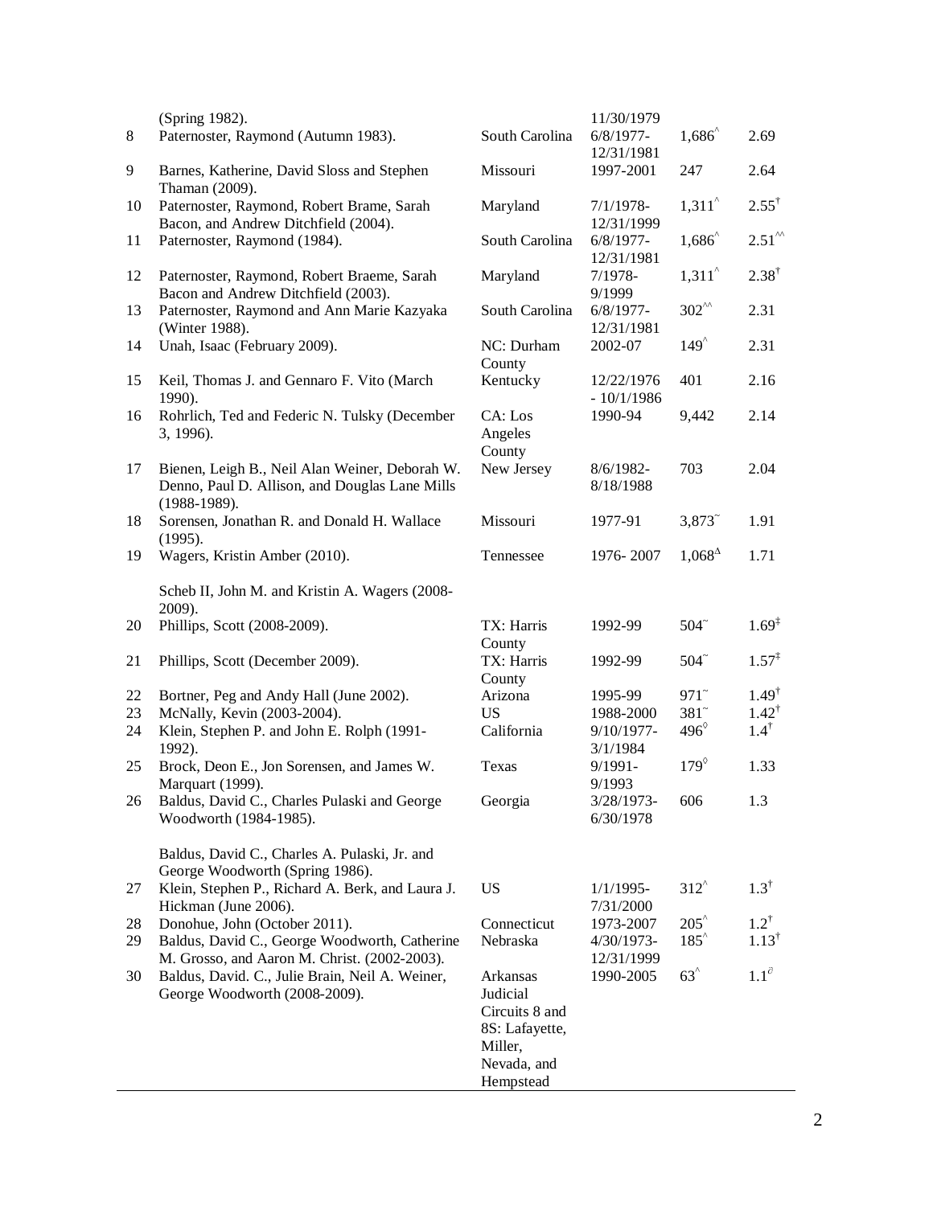| | | | | | |
|---|---|---|---|---|---|
| | (Spring 1982). | | 11/30/1979 | | |
| 8 | Paternoster, Raymond (Autumn 1983). | South Carolina | 6/8/1977-12/31/1981 | 1,686^ | 2.69 |
| 9 | Barnes, Katherine, David Sloss and Stephen Thaman (2009). | Missouri | 1997-2001 | 247 | 2.64 |
| 10 | Paternoster, Raymond, Robert Brame, Sarah Bacon, and Andrew Ditchfield (2004). | Maryland | 7/1/1978-12/31/1999 | 1,311^ | 2.55† |
| 11 | Paternoster, Raymond (1984). | South Carolina | 6/8/1977-12/31/1981 | 1,686^ | 2.51^^ |
| 12 | Paternoster, Raymond, Robert Braeme, Sarah Bacon and Andrew Ditchfield (2003). | Maryland | 7/1978-9/1999 | 1,311^ | 2.38† |
| 13 | Paternoster, Raymond and Ann Marie Kazyaka (Winter 1988). | South Carolina | 6/8/1977-12/31/1981 | 302^^ | 2.31 |
| 14 | Unah, Isaac (February 2009). | NC: Durham County | 2002-07 | 149^ | 2.31 |
| 15 | Keil, Thomas J. and Gennaro F. Vito (March 1990). | Kentucky | 12/22/1976 - 10/1/1986 | 401 | 2.16 |
| 16 | Rohrlich, Ted and Federic N. Tulsky (December 3, 1996). | CA: Los Angeles County | 1990-94 | 9,442 | 2.14 |
| 17 | Bienen, Leigh B., Neil Alan Weiner, Deborah W. Denno, Paul D. Allison, and Douglas Lane Mills (1988-1989). | New Jersey | 8/6/1982-8/18/1988 | 703 | 2.04 |
| 18 | Sorensen, Jonathan R. and Donald H. Wallace (1995). | Missouri | 1977-91 | 3,873~ | 1.91 |
| 19 | Wagers, Kristin Amber (2010).<br><br>Scheb II, John M. and Kristin A. Wagers (2008-2009). | Tennessee | 1976- 2007 | 1,068Δ | 1.71 |
| 20 | Phillips, Scott (2008-2009). | TX: Harris County | 1992-99 | 504~ | 1.69‡ |
| 21 | Phillips, Scott (December 2009). | TX: Harris County | 1992-99 | 504~ | 1.57‡ |
| 22 | Bortner, Peg and Andy Hall (June 2002). | Arizona | 1995-99 | 971~ | 1.49† |
| 23 | McNally, Kevin (2003-2004). | US | 1988-2000 | 381~ | 1.42† |
| 24 | Klein, Stephen P. and John E. Rolph (1991-1992). | California | 9/10/1977-3/1/1984 | 496◊ | 1.4† |
| 25 | Brock, Deon E., Jon Sorensen, and James W. Marquart (1999). | Texas | 9/1991-9/1993 | 179◊ | 1.33 |
| 26 | Baldus, David C., Charles Pulaski and George Woodworth (1984-1985).<br><br>Baldus, David C., Charles A. Pulaski, Jr. and George Woodworth (Spring 1986). | Georgia | 3/28/1973-6/30/1978 | 606 | 1.3 |
| 27 | Klein, Stephen P., Richard A. Berk, and Laura J. Hickman (June 2006). | US | 1/1/1995-7/31/2000 | 312^ | 1.3† |
| 28 | Donohue, John (October 2011). | Connecticut | 1973-2007 | 205^ | 1.2† |
| 29 | Baldus, David C., George Woodworth, Catherine M. Grosso, and Aaron M. Christ. (2002-2003). | Nebraska | 4/30/1973-12/31/1999 | 185^ | 1.13† |
| 30 | Baldus, David. C., Julie Brain, Neil A. Weiner, George Woodworth (2008-2009). | Arkansas Judicial Circuits 8 and 8S: Lafayette, Miller, Nevada, and Hempstead | 1990-2005 | 63^ | 1.1∂ |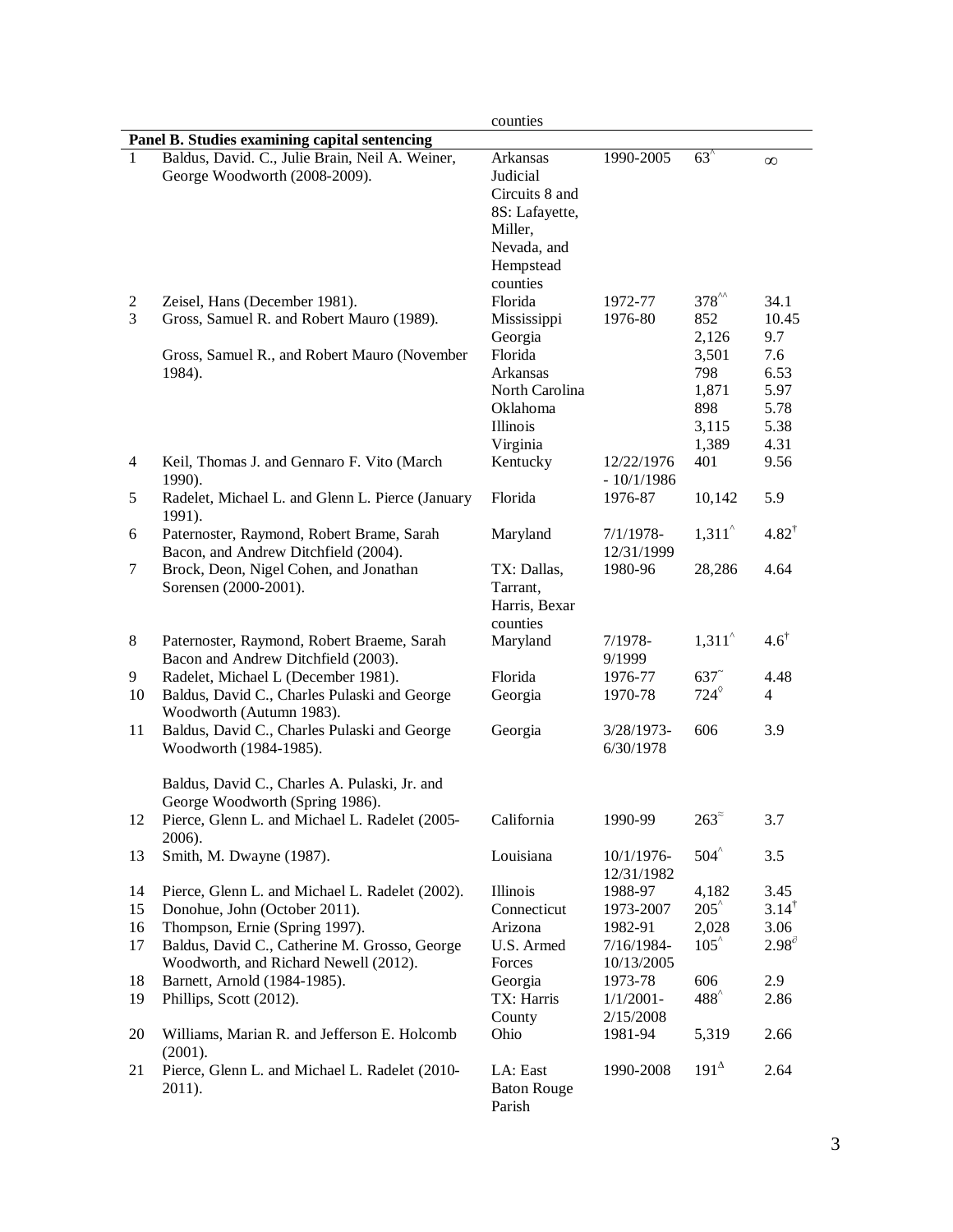| | | counties | | | |
|---|---|---|---|---|---|
| **Panel B. Studies examining capital sentencing** | | | | | |
| 1 | Baldus, David. C., Julie Brain, Neil A. Weiner, George Woodworth (2008-2009). | Arkansas Judicial Circuits 8 and 8S: Lafayette, Miller, Nevada, and Hempstead counties | 1990-2005 | 63^ | ∞ |
| 2 | Zeisel, Hans (December 1981). | Florida | 1972-77 | 378^^ | 34.1 |
| 3 | Gross, Samuel R. and Robert Mauro (1989). | Mississippi | 1976-80 | 852 | 10.45 |
| | | Georgia | | 2,126 | 9.7 |
| | Gross, Samuel R., and Robert Mauro (November 1984). | Florida | | 3,501 | 7.6 |
| | | Arkansas | | 798 | 6.53 |
| | | North Carolina | | 1,871 | 5.97 |
| | | Oklahoma | | 898 | 5.78 |
| | | Illinois | | 3,115 | 5.38 |
| | | Virginia | | 1,389 | 4.31 |
| 4 | Keil, Thomas J. and Gennaro F. Vito (March 1990). | Kentucky | 12/22/1976 - 10/1/1986 | 401 | 9.56 |
| 5 | Radelet, Michael L. and Glenn L. Pierce (January 1991). | Florida | 1976-87 | 10,142 | 5.9 |
| 6 | Paternoster, Raymond, Robert Brame, Sarah Bacon, and Andrew Ditchfield (2004). | Maryland | 7/1/1978-12/31/1999 | 1,311^ | 4.82† |
| 7 | Brock, Deon, Nigel Cohen, and Jonathan Sorensen (2000-2001). | TX: Dallas, Tarrant, Harris, Bexar counties | 1980-96 | 28,286 | 4.64 |
| 8 | Paternoster, Raymond, Robert Braeme, Sarah Bacon and Andrew Ditchfield (2003). | Maryland | 7/1978-9/1999 | 1,311^ | 4.6† |
| 9 | Radelet, Michael L (December 1981). | Florida | 1976-77 | 637~ | 4.48 |
| 10 | Baldus, David C., Charles Pulaski and George Woodworth (Autumn 1983). | Georgia | 1970-78 | 724◊ | 4 |
| 11 | Baldus, David C., Charles Pulaski and George Woodworth (1984-1985).<br><br>Baldus, David C., Charles A. Pulaski, Jr. and George Woodworth (Spring 1986). | Georgia | 3/28/1973-6/30/1978 | 606 | 3.9 |
| 12 | Pierce, Glenn L. and Michael L. Radelet (2005-2006). | California | 1990-99 | 263≈ | 3.7 |
| 13 | Smith, M. Dwayne (1987). | Louisiana | 10/1/1976-12/31/1982 | 504^ | 3.5 |
| 14 | Pierce, Glenn L. and Michael L. Radelet (2002). | Illinois | 1988-97 | 4,182 | 3.45 |
| 15 | Donohue, John (October 2011). | Connecticut | 1973-2007 | 205^ | 3.14† |
| 16 | Thompson, Ernie (Spring 1997). | Arizona | 1982-91 | 2,028 | 3.06 |
| 17 | Baldus, David C., Catherine M. Grosso, George Woodworth, and Richard Newell (2012). | U.S. Armed Forces | 7/16/1984-10/13/2005 | 105^ | 2.98∂ |
| 18 | Barnett, Arnold (1984-1985). | Georgia | 1973-78 | 606 | 2.9 |
| 19 | Phillips, Scott (2012). | TX: Harris County | 1/1/2001-2/15/2008 | 488^ | 2.86 |
| 20 | Williams, Marian R. and Jefferson E. Holcomb (2001). | Ohio | 1981-94 | 5,319 | 2.66 |
| 21 | Pierce, Glenn L. and Michael L. Radelet (2010-2011). | LA: East Baton Rouge Parish | 1990-2008 | 191^Δ | 2.64 |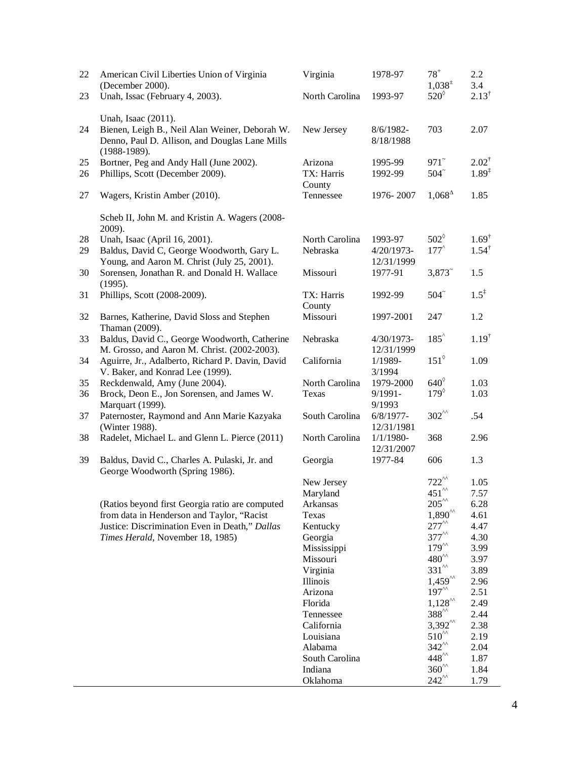| | | | | | |
|---|---|---|---|---|---|
| 22 | American Civil Liberties Union of Virginia (December 2000). | Virginia | 1978-97 | $78^{+}$<br>$1{,}038^{\pm}$ | 2.2<br>3.4 |
| 23 | Unah, Issac (February 4, 2003).<br><br>Unah, Isaac (2011). | North Carolina | 1993-97 | $520^{\Diamond}$ | $2.13^{\dagger}$ |
| 24 | Bienen, Leigh B., Neil Alan Weiner, Deborah W. Denno, Paul D. Allison, and Douglas Lane Mills (1988-1989). | New Jersey | 8/6/1982-8/18/1988 | 703 | 2.07 |
| 25 | Bortner, Peg and Andy Hall (June 2002). | Arizona | 1995-99 | $971^{\sim}$ | $2.02^{\dagger}$ |
| 26 | Phillips, Scott (December 2009). | TX: Harris County | 1992-99 | $504^{\sim}$ | $1.89^{\ddagger}$ |
| 27 | Wagers, Kristin Amber (2010).<br><br>Scheb II, John M. and Kristin A. Wagers (2008-2009). | Tennessee | 1976- 2007 | $1{,}068^{\Delta}$ | 1.85 |
| 28 | Unah, Isaac (April 16, 2001). | North Carolina | 1993-97 | $502^{\Diamond}$ | $1.69^{\dagger}$ |
| 29 | Baldus, David C, George Woodworth, Gary L. Young, and Aaron M. Christ (July 25, 2001). | Nebraska | 4/20/1973-12/31/1999 | $177^{\wedge}$ | $1.54^{\dagger}$ |
| 30 | Sorensen, Jonathan R. and Donald H. Wallace (1995). | Missouri | 1977-91 | $3{,}873^{\sim}$ | 1.5 |
| 31 | Phillips, Scott (2008-2009). | TX: Harris County | 1992-99 | $504^{\sim}$ | $1.5^{\ddagger}$ |
| 32 | Barnes, Katherine, David Sloss and Stephen Thaman (2009). | Missouri | 1997-2001 | 247 | 1.2 |
| 33 | Baldus, David C., George Woodworth, Catherine M. Grosso, and Aaron M. Christ. (2002-2003). | Nebraska | 4/30/1973-12/31/1999 | $185^{\wedge}$ | $1.19^{\dagger}$ |
| 34 | Aguirre, Jr., Adalberto, Richard P. Davin, David V. Baker, and Konrad Lee (1999). | California | 1/1989-3/1994 | $151^{\Diamond}$ | 1.09 |
| 35 | Reckdenwald, Amy (June 2004). | North Carolina | 1979-2000 | $640^{\Diamond}$ | 1.03 |
| 36 | Brock, Deon E., Jon Sorensen, and James W. Marquart (1999). | Texas | 9/1991-9/1993 | $179^{\Diamond}$ | 1.03 |
| 37 | Paternoster, Raymond and Ann Marie Kazyaka (Winter 1988). | South Carolina | 6/8/1977-12/31/1981 | $302^{\wedge\wedge}$ | .54 |
| 38 | Radelet, Michael L. and Glenn L. Pierce (2011) | North Carolina | 1/1/1980-12/31/2007 | 368 | 2.96 |
| 39 | Baldus, David C., Charles A. Pulaski, Jr. and George Woodworth (Spring 1986). | Georgia | 1977-84 | 606 | 1.3 |
| | | New Jersey | | $722^{\wedge\wedge}$ | 1.05 |
| | | Maryland | | $451^{\wedge\wedge}$ | 7.57 |
| | (Ratios beyond first Georgia ratio are computed from data in Henderson and Taylor, "Racist Justice: Discrimination Even in Death," *Dallas Times Herald*, November 18, 1985) | Arkansas | | $205^{\wedge\wedge}$ | 6.28 |
| | | Texas | | $1{,}890^{\wedge\wedge}$ | 4.61 |
| | | Kentucky | | $277^{\wedge\wedge}$ | 4.47 |
| | | Georgia | | $377^{\wedge\wedge}$ | 4.30 |
| | | Mississippi | | $179^{\wedge\wedge}$ | 3.99 |
| | | Missouri | | $480^{\wedge\wedge}$ | 3.97 |
| | | Virginia | | $331^{\wedge\wedge}$ | 3.89 |
| | | Illinois | | $1{,}459^{\wedge\wedge}$ | 2.96 |
| | | Arizona | | $197^{\wedge\wedge}$ | 2.51 |
| | | Florida | | $1{,}128^{\wedge\wedge}$ | 2.49 |
| | | Tennessee | | $388^{\wedge\wedge}$ | 2.44 |
| | | California | | $3{,}392^{\wedge\wedge}$ | 2.38 |
| | | Louisiana | | $510^{\wedge\wedge}$ | 2.19 |
| | | Alabama | | $342^{\wedge\wedge}$ | 2.04 |
| | | South Carolina | | $448^{\wedge\wedge}$ | 1.87 |
| | | Indiana | | $360^{\wedge\wedge}$ | 1.84 |
| | | Oklahoma | | $242^{\wedge\wedge}$ | 1.79 |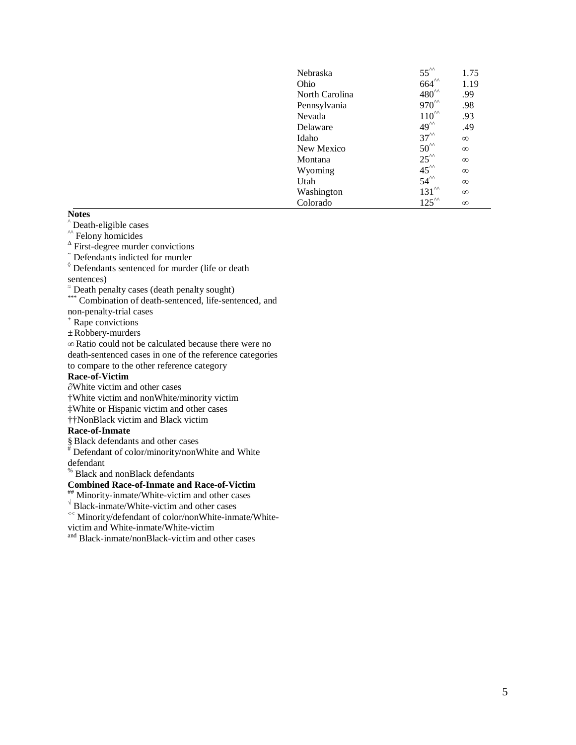| | | |
|---|---|---|
| Nebraska | 55^^ | 1.75 |
| Ohio | 664^^ | 1.19 |
| North Carolina | 480^^ | .99 |
| Pennsylvania | 970^^ | .98 |
| Nevada | 110^^ | .93 |
| Delaware | 49^^ | .49 |
| Idaho | 37^^ | ∞ |
| New Mexico | 50^^ | ∞ |
| Montana | 25^^ | ∞ |
| Wyoming | 45^^ | ∞ |
| Utah | 54^^ | ∞ |
| Washington | 131^^ | ∞ |
| Colorado | 125^^ | ∞ |

**Notes**

^ Death-eligible cases

^^ Felony homicides

Δ First-degree murder convictions

~ Defendants indicted for murder

◊ Defendants sentenced for murder (life or death sentences)

≈ Death penalty cases (death penalty sought)

*** Combination of death-sentenced, life-sentenced, and non-penalty-trial cases

+ Rape convictions

± Robbery-murders

∞ Ratio could not be calculated because there were no death-sentenced cases in one of the reference categories to compare to the other reference category

**Race-of-Victim**

∂White victim and other cases

†White victim and nonWhite/minority victim

‡White or Hispanic victim and other cases

††NonBlack victim and Black victim

**Race-of-Inmate**

§ Black defendants and other cases

# Defendant of color/minority/nonWhite and White defendant

% Black and nonBlack defendants

**Combined Race-of-Inmate and Race-of-Victim**

## Minority-inmate/White-victim and other cases

√ Black-inmate/White-victim and other cases

<< Minority/defendant of color/nonWhite-inmate/White-victim and White-inmate/White-victim

and Black-inmate/nonBlack-victim and other cases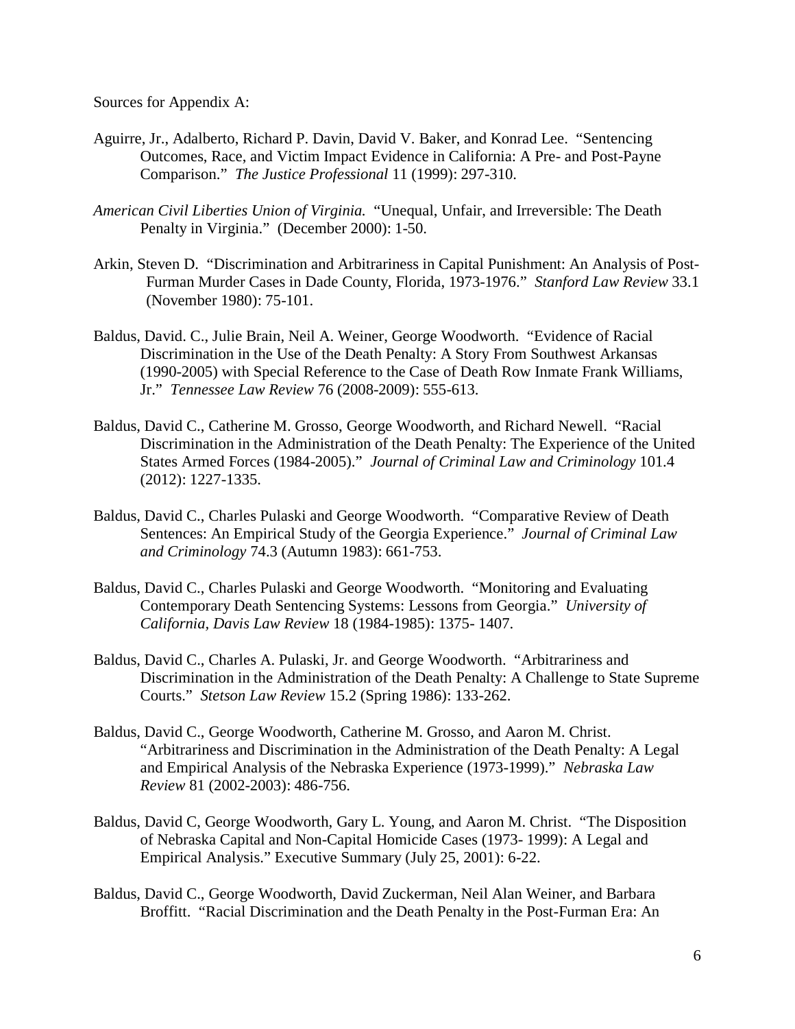Sources for Appendix A:

Aguirre, Jr., Adalberto, Richard P. Davin, David V. Baker, and Konrad Lee. "Sentencing Outcomes, Race, and Victim Impact Evidence in California: A Pre- and Post-Payne Comparison." *The Justice Professional* 11 (1999): 297-310.

*American Civil Liberties Union of Virginia.* "Unequal, Unfair, and Irreversible: The Death Penalty in Virginia." (December 2000): 1-50.

Arkin, Steven D. "Discrimination and Arbitrariness in Capital Punishment: An Analysis of Post-Furman Murder Cases in Dade County, Florida, 1973-1976." *Stanford Law Review* 33.1 (November 1980): 75-101.

Baldus, David. C., Julie Brain, Neil A. Weiner, George Woodworth. "Evidence of Racial Discrimination in the Use of the Death Penalty: A Story From Southwest Arkansas (1990-2005) with Special Reference to the Case of Death Row Inmate Frank Williams, Jr." *Tennessee Law Review* 76 (2008-2009): 555-613.

Baldus, David C., Catherine M. Grosso, George Woodworth, and Richard Newell. "Racial Discrimination in the Administration of the Death Penalty: The Experience of the United States Armed Forces (1984-2005)." *Journal of Criminal Law and Criminology* 101.4 (2012): 1227-1335.

Baldus, David C., Charles Pulaski and George Woodworth. "Comparative Review of Death Sentences: An Empirical Study of the Georgia Experience." *Journal of Criminal Law and Criminology* 74.3 (Autumn 1983): 661-753.

Baldus, David C., Charles Pulaski and George Woodworth. "Monitoring and Evaluating Contemporary Death Sentencing Systems: Lessons from Georgia." *University of California, Davis Law Review* 18 (1984-1985): 1375- 1407.

Baldus, David C., Charles A. Pulaski, Jr. and George Woodworth. "Arbitrariness and Discrimination in the Administration of the Death Penalty: A Challenge to State Supreme Courts." *Stetson Law Review* 15.2 (Spring 1986): 133-262.

Baldus, David C., George Woodworth, Catherine M. Grosso, and Aaron M. Christ. "Arbitrariness and Discrimination in the Administration of the Death Penalty: A Legal and Empirical Analysis of the Nebraska Experience (1973-1999)." *Nebraska Law Review* 81 (2002-2003): 486-756.

Baldus, David C, George Woodworth, Gary L. Young, and Aaron M. Christ. "The Disposition of Nebraska Capital and Non-Capital Homicide Cases (1973- 1999): A Legal and Empirical Analysis." Executive Summary (July 25, 2001): 6-22.

Baldus, David C., George Woodworth, David Zuckerman, Neil Alan Weiner, and Barbara Broffitt. "Racial Discrimination and the Death Penalty in the Post-Furman Era: An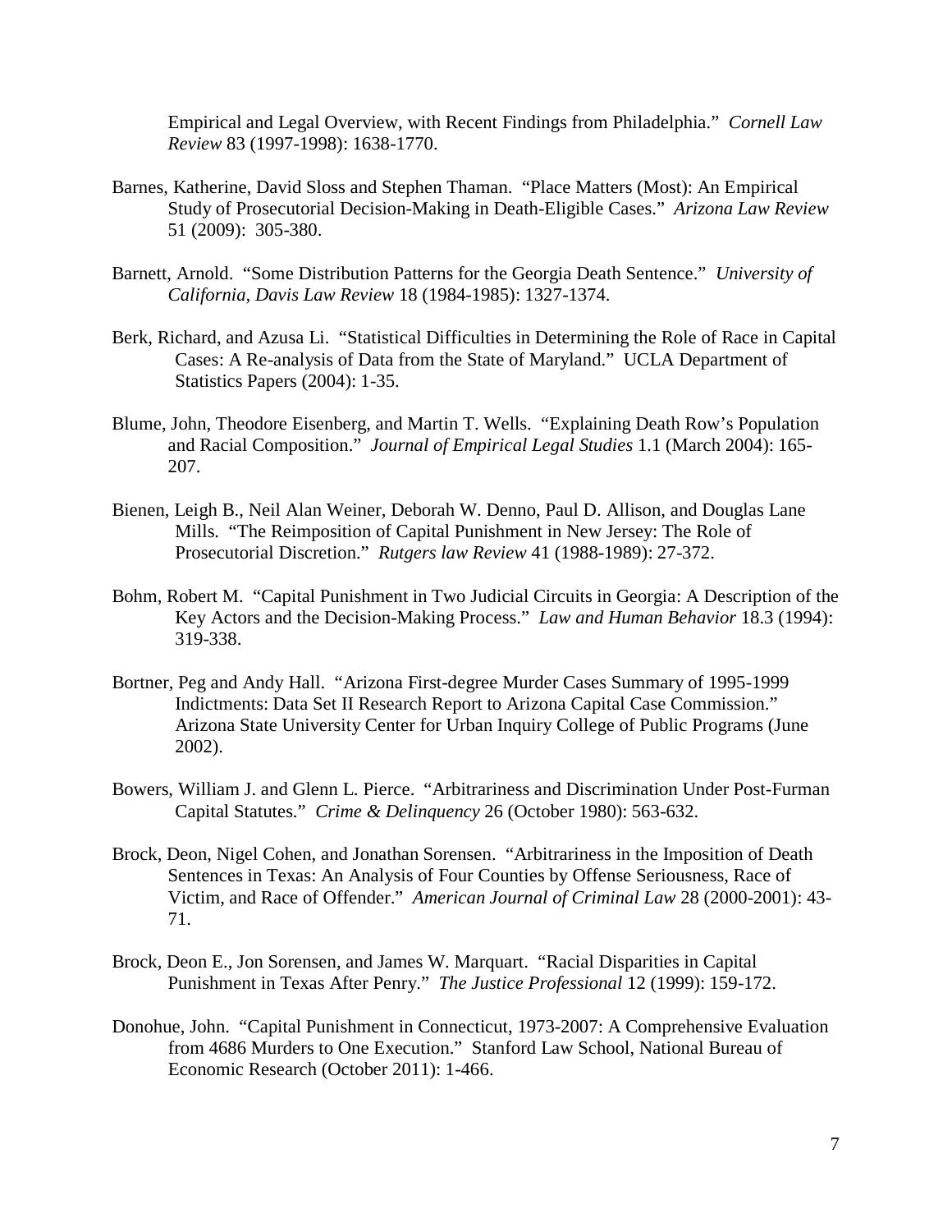Empirical and Legal Overview, with Recent Findings from Philadelphia." *Cornell Law Review* 83 (1997-1998): 1638-1770.

Barnes, Katherine, David Sloss and Stephen Thaman. "Place Matters (Most): An Empirical Study of Prosecutorial Decision-Making in Death-Eligible Cases." *Arizona Law Review* 51 (2009): 305-380.

Barnett, Arnold. "Some Distribution Patterns for the Georgia Death Sentence." *University of California, Davis Law Review* 18 (1984-1985): 1327-1374.

Berk, Richard, and Azusa Li. "Statistical Difficulties in Determining the Role of Race in Capital Cases: A Re-analysis of Data from the State of Maryland." UCLA Department of Statistics Papers (2004): 1-35.

Blume, John, Theodore Eisenberg, and Martin T. Wells. "Explaining Death Row's Population and Racial Composition." *Journal of Empirical Legal Studies* 1.1 (March 2004): 165-207.

Bienen, Leigh B., Neil Alan Weiner, Deborah W. Denno, Paul D. Allison, and Douglas Lane Mills. "The Reimposition of Capital Punishment in New Jersey: The Role of Prosecutorial Discretion." *Rutgers law Review* 41 (1988-1989): 27-372.

Bohm, Robert M. "Capital Punishment in Two Judicial Circuits in Georgia: A Description of the Key Actors and the Decision-Making Process." *Law and Human Behavior* 18.3 (1994): 319-338.

Bortner, Peg and Andy Hall. "Arizona First-degree Murder Cases Summary of 1995-1999 Indictments: Data Set II Research Report to Arizona Capital Case Commission." Arizona State University Center for Urban Inquiry College of Public Programs (June 2002).

Bowers, William J. and Glenn L. Pierce. "Arbitrariness and Discrimination Under Post-Furman Capital Statutes." *Crime & Delinquency* 26 (October 1980): 563-632.

Brock, Deon, Nigel Cohen, and Jonathan Sorensen. "Arbitrariness in the Imposition of Death Sentences in Texas: An Analysis of Four Counties by Offense Seriousness, Race of Victim, and Race of Offender." *American Journal of Criminal Law* 28 (2000-2001): 43-71.

Brock, Deon E., Jon Sorensen, and James W. Marquart. "Racial Disparities in Capital Punishment in Texas After Penry." *The Justice Professional* 12 (1999): 159-172.

Donohue, John. "Capital Punishment in Connecticut, 1973-2007: A Comprehensive Evaluation from 4686 Murders to One Execution." Stanford Law School, National Bureau of Economic Research (October 2011): 1-466.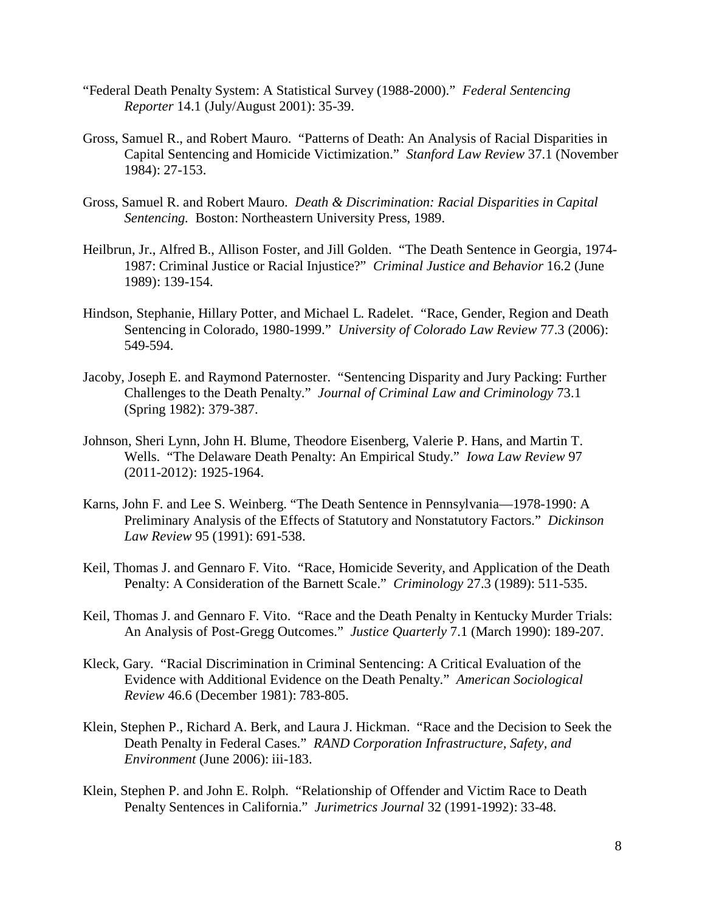"Federal Death Penalty System: A Statistical Survey (1988-2000)." *Federal Sentencing Reporter* 14.1 (July/August 2001): 35-39.

Gross, Samuel R., and Robert Mauro. "Patterns of Death: An Analysis of Racial Disparities in Capital Sentencing and Homicide Victimization." *Stanford Law Review* 37.1 (November 1984): 27-153.

Gross, Samuel R. and Robert Mauro. *Death & Discrimination: Racial Disparities in Capital Sentencing.* Boston: Northeastern University Press, 1989.

Heilbrun, Jr., Alfred B., Allison Foster, and Jill Golden. "The Death Sentence in Georgia, 1974-1987: Criminal Justice or Racial Injustice?" *Criminal Justice and Behavior* 16.2 (June 1989): 139-154.

Hindson, Stephanie, Hillary Potter, and Michael L. Radelet. "Race, Gender, Region and Death Sentencing in Colorado, 1980-1999." *University of Colorado Law Review* 77.3 (2006): 549-594.

Jacoby, Joseph E. and Raymond Paternoster. "Sentencing Disparity and Jury Packing: Further Challenges to the Death Penalty." *Journal of Criminal Law and Criminology* 73.1 (Spring 1982): 379-387.

Johnson, Sheri Lynn, John H. Blume, Theodore Eisenberg, Valerie P. Hans, and Martin T. Wells. "The Delaware Death Penalty: An Empirical Study." *Iowa Law Review* 97 (2011-2012): 1925-1964.

Karns, John F. and Lee S. Weinberg. "The Death Sentence in Pennsylvania—1978-1990: A Preliminary Analysis of the Effects of Statutory and Nonstatutory Factors." *Dickinson Law Review* 95 (1991): 691-538.

Keil, Thomas J. and Gennaro F. Vito. "Race, Homicide Severity, and Application of the Death Penalty: A Consideration of the Barnett Scale." *Criminology* 27.3 (1989): 511-535.

Keil, Thomas J. and Gennaro F. Vito. "Race and the Death Penalty in Kentucky Murder Trials: An Analysis of Post-Gregg Outcomes." *Justice Quarterly* 7.1 (March 1990): 189-207.

Kleck, Gary. "Racial Discrimination in Criminal Sentencing: A Critical Evaluation of the Evidence with Additional Evidence on the Death Penalty." *American Sociological Review* 46.6 (December 1981): 783-805.

Klein, Stephen P., Richard A. Berk, and Laura J. Hickman. "Race and the Decision to Seek the Death Penalty in Federal Cases." *RAND Corporation Infrastructure, Safety, and Environment* (June 2006): iii-183.

Klein, Stephen P. and John E. Rolph. "Relationship of Offender and Victim Race to Death Penalty Sentences in California." *Jurimetrics Journal* 32 (1991-1992): 33-48.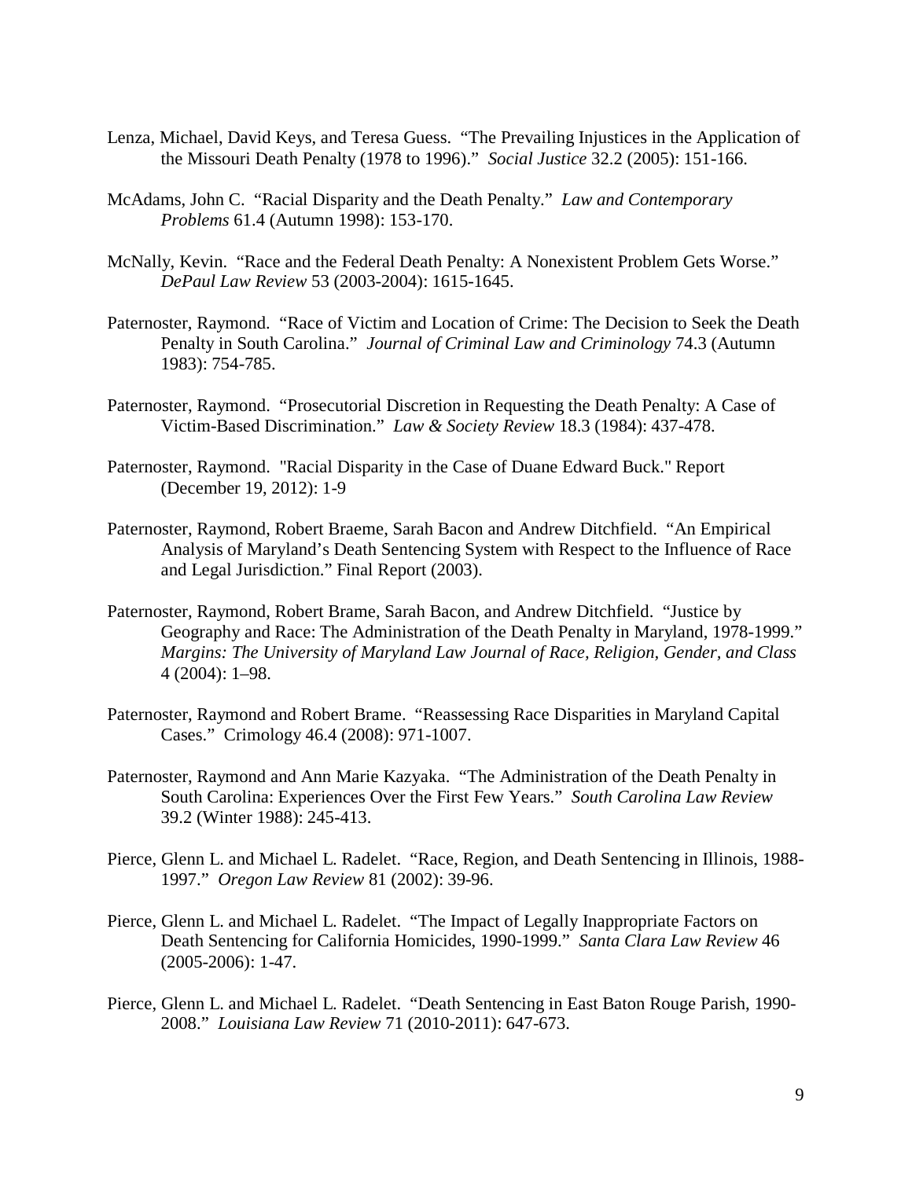Lenza, Michael, David Keys, and Teresa Guess. "The Prevailing Injustices in the Application of the Missouri Death Penalty (1978 to 1996)." *Social Justice* 32.2 (2005): 151-166.

McAdams, John C. "Racial Disparity and the Death Penalty." *Law and Contemporary Problems* 61.4 (Autumn 1998): 153-170.

McNally, Kevin. "Race and the Federal Death Penalty: A Nonexistent Problem Gets Worse." *DePaul Law Review* 53 (2003-2004): 1615-1645.

Paternoster, Raymond. "Race of Victim and Location of Crime: The Decision to Seek the Death Penalty in South Carolina." *Journal of Criminal Law and Criminology* 74.3 (Autumn 1983): 754-785.

Paternoster, Raymond. "Prosecutorial Discretion in Requesting the Death Penalty: A Case of Victim-Based Discrimination." *Law & Society Review* 18.3 (1984): 437-478.

Paternoster, Raymond. "Racial Disparity in the Case of Duane Edward Buck." Report (December 19, 2012): 1-9

Paternoster, Raymond, Robert Braeme, Sarah Bacon and Andrew Ditchfield. "An Empirical Analysis of Maryland's Death Sentencing System with Respect to the Influence of Race and Legal Jurisdiction." Final Report (2003).

Paternoster, Raymond, Robert Brame, Sarah Bacon, and Andrew Ditchfield. "Justice by Geography and Race: The Administration of the Death Penalty in Maryland, 1978-1999." *Margins: The University of Maryland Law Journal of Race, Religion, Gender, and Class* 4 (2004): 1–98.

Paternoster, Raymond and Robert Brame. "Reassessing Race Disparities in Maryland Capital Cases." Crimology 46.4 (2008): 971-1007.

Paternoster, Raymond and Ann Marie Kazyaka. "The Administration of the Death Penalty in South Carolina: Experiences Over the First Few Years." *South Carolina Law Review* 39.2 (Winter 1988): 245-413.

Pierce, Glenn L. and Michael L. Radelet. "Race, Region, and Death Sentencing in Illinois, 1988-1997." *Oregon Law Review* 81 (2002): 39-96.

Pierce, Glenn L. and Michael L. Radelet. "The Impact of Legally Inappropriate Factors on Death Sentencing for California Homicides, 1990-1999." *Santa Clara Law Review* 46 (2005-2006): 1-47.

Pierce, Glenn L. and Michael L. Radelet. "Death Sentencing in East Baton Rouge Parish, 1990-2008." *Louisiana Law Review* 71 (2010-2011): 647-673.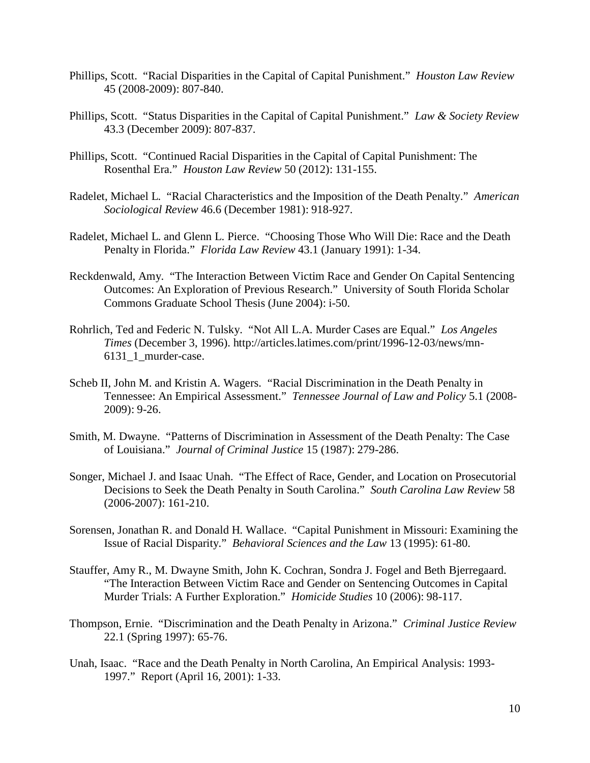Phillips, Scott. "Racial Disparities in the Capital of Capital Punishment." *Houston Law Review* 45 (2008-2009): 807-840.

Phillips, Scott. "Status Disparities in the Capital of Capital Punishment." *Law & Society Review* 43.3 (December 2009): 807-837.

Phillips, Scott. "Continued Racial Disparities in the Capital of Capital Punishment: The Rosenthal Era." *Houston Law Review* 50 (2012): 131-155.

Radelet, Michael L. "Racial Characteristics and the Imposition of the Death Penalty." *American Sociological Review* 46.6 (December 1981): 918-927.

Radelet, Michael L. and Glenn L. Pierce. "Choosing Those Who Will Die: Race and the Death Penalty in Florida." *Florida Law Review* 43.1 (January 1991): 1-34.

Reckdenwald, Amy. "The Interaction Between Victim Race and Gender On Capital Sentencing Outcomes: An Exploration of Previous Research." University of South Florida Scholar Commons Graduate School Thesis (June 2004): i-50.

Rohrlich, Ted and Federic N. Tulsky. "Not All L.A. Murder Cases are Equal." *Los Angeles Times* (December 3, 1996). http://articles.latimes.com/print/1996-12-03/news/mn-6131_1_murder-case.

Scheb II, John M. and Kristin A. Wagers. "Racial Discrimination in the Death Penalty in Tennessee: An Empirical Assessment." *Tennessee Journal of Law and Policy* 5.1 (2008-2009): 9-26.

Smith, M. Dwayne. "Patterns of Discrimination in Assessment of the Death Penalty: The Case of Louisiana." *Journal of Criminal Justice* 15 (1987): 279-286.

Songer, Michael J. and Isaac Unah. "The Effect of Race, Gender, and Location on Prosecutorial Decisions to Seek the Death Penalty in South Carolina." *South Carolina Law Review* 58 (2006-2007): 161-210.

Sorensen, Jonathan R. and Donald H. Wallace. "Capital Punishment in Missouri: Examining the Issue of Racial Disparity." *Behavioral Sciences and the Law* 13 (1995): 61-80.

Stauffer, Amy R., M. Dwayne Smith, John K. Cochran, Sondra J. Fogel and Beth Bjerregaard. "The Interaction Between Victim Race and Gender on Sentencing Outcomes in Capital Murder Trials: A Further Exploration." *Homicide Studies* 10 (2006): 98-117.

Thompson, Ernie. "Discrimination and the Death Penalty in Arizona." *Criminal Justice Review* 22.1 (Spring 1997): 65-76.

Unah, Isaac. "Race and the Death Penalty in North Carolina, An Empirical Analysis: 1993-1997." Report (April 16, 2001): 1-33.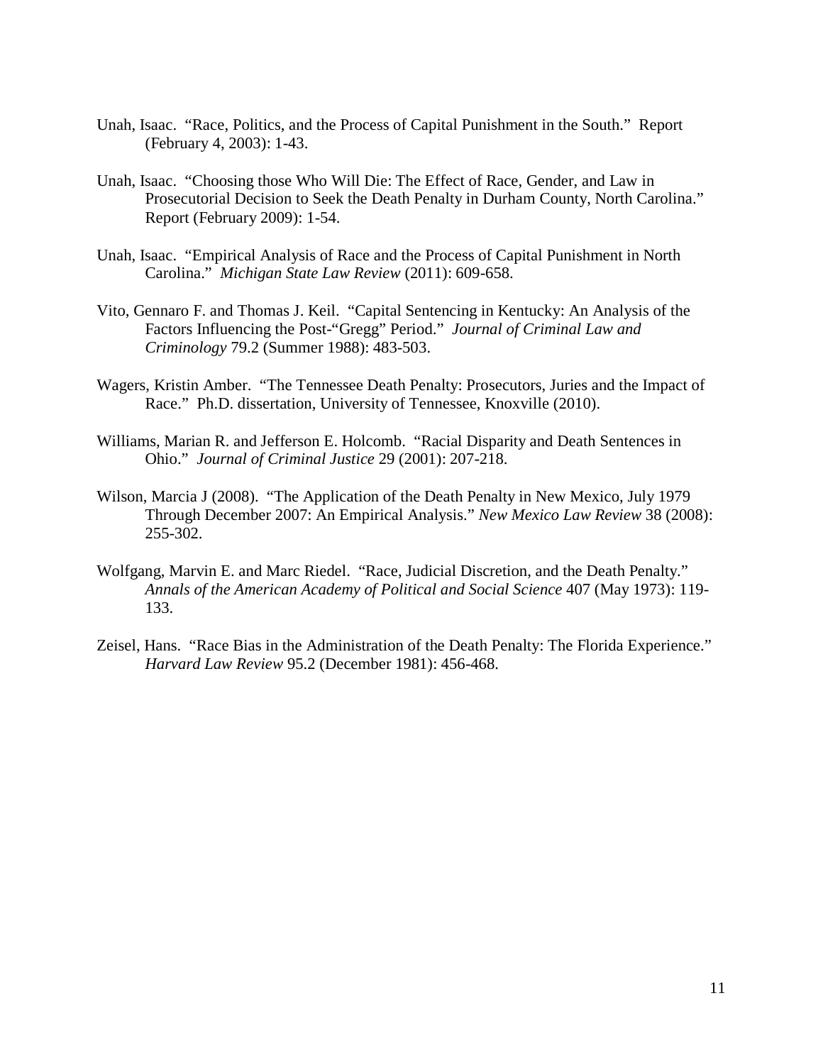Unah, Isaac. "Race, Politics, and the Process of Capital Punishment in the South." Report (February 4, 2003): 1-43.

Unah, Isaac. "Choosing those Who Will Die: The Effect of Race, Gender, and Law in Prosecutorial Decision to Seek the Death Penalty in Durham County, North Carolina." Report (February 2009): 1-54.

Unah, Isaac. "Empirical Analysis of Race and the Process of Capital Punishment in North Carolina." *Michigan State Law Review* (2011): 609-658.

Vito, Gennaro F. and Thomas J. Keil. "Capital Sentencing in Kentucky: An Analysis of the Factors Influencing the Post-"Gregg" Period." *Journal of Criminal Law and Criminology* 79.2 (Summer 1988): 483-503.

Wagers, Kristin Amber. "The Tennessee Death Penalty: Prosecutors, Juries and the Impact of Race." Ph.D. dissertation, University of Tennessee, Knoxville (2010).

Williams, Marian R. and Jefferson E. Holcomb. "Racial Disparity and Death Sentences in Ohio." *Journal of Criminal Justice* 29 (2001): 207-218.

Wilson, Marcia J (2008). "The Application of the Death Penalty in New Mexico, July 1979 Through December 2007: An Empirical Analysis." *New Mexico Law Review* 38 (2008): 255-302.

Wolfgang, Marvin E. and Marc Riedel. "Race, Judicial Discretion, and the Death Penalty." *Annals of the American Academy of Political and Social Science* 407 (May 1973): 119-133.

Zeisel, Hans. "Race Bias in the Administration of the Death Penalty: The Florida Experience." *Harvard Law Review* 95.2 (December 1981): 456-468.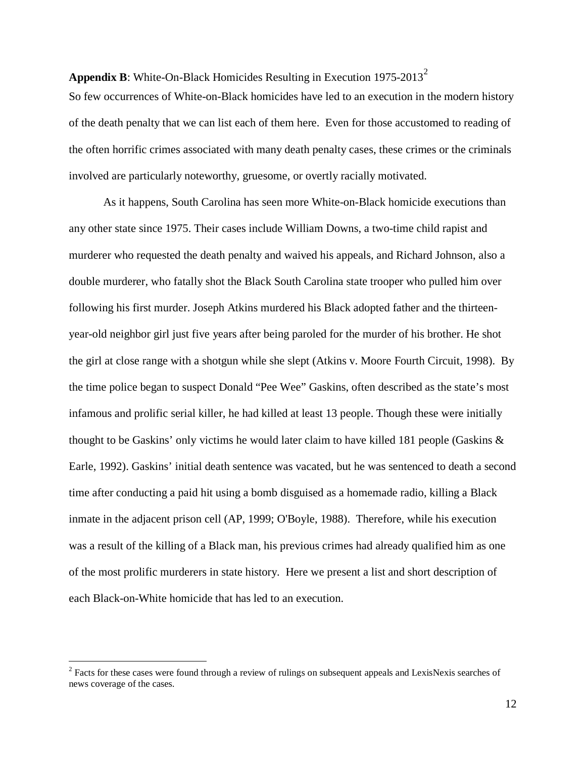**Appendix B**: White-On-Black Homicides Resulting in Execution 1975-2013[2]

So few occurrences of White-on-Black homicides have led to an execution in the modern history of the death penalty that we can list each of them here. Even for those accustomed to reading of the often horrific crimes associated with many death penalty cases, these crimes or the criminals involved are particularly noteworthy, gruesome, or overtly racially motivated.

As it happens, South Carolina has seen more White-on-Black homicide executions than any other state since 1975. Their cases include William Downs, a two-time child rapist and murderer who requested the death penalty and waived his appeals, and Richard Johnson, also a double murderer, who fatally shot the Black South Carolina state trooper who pulled him over following his first murder. Joseph Atkins murdered his Black adopted father and the thirteen-year-old neighbor girl just five years after being paroled for the murder of his brother. He shot the girl at close range with a shotgun while she slept (Atkins v. Moore Fourth Circuit, 1998). By the time police began to suspect Donald "Pee Wee" Gaskins, often described as the state's most infamous and prolific serial killer, he had killed at least 13 people. Though these were initially thought to be Gaskins' only victims he would later claim to have killed 181 people (Gaskins & Earle, 1992). Gaskins' initial death sentence was vacated, but he was sentenced to death a second time after conducting a paid hit using a bomb disguised as a homemade radio, killing a Black inmate in the adjacent prison cell (AP, 1999; O'Boyle, 1988). Therefore, while his execution was a result of the killing of a Black man, his previous crimes had already qualified him as one of the most prolific murderers in state history. Here we present a list and short description of each Black-on-White homicide that has led to an execution.

[2] Facts for these cases were found through a review of rulings on subsequent appeals and LexisNexis searches of news coverage of the cases.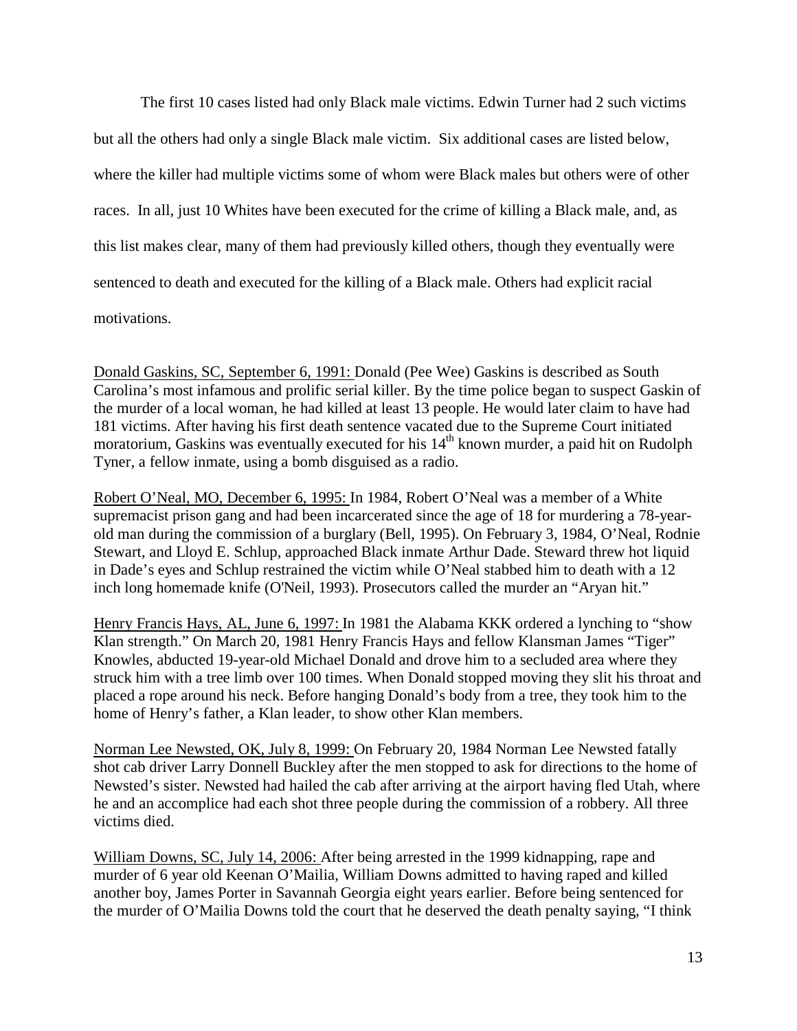The first 10 cases listed had only Black male victims. Edwin Turner had 2 such victims but all the others had only a single Black male victim. Six additional cases are listed below, where the killer had multiple victims some of whom were Black males but others were of other races. In all, just 10 Whites have been executed for the crime of killing a Black male, and, as this list makes clear, many of them had previously killed others, though they eventually were sentenced to death and executed for the killing of a Black male. Others had explicit racial motivations.

Donald Gaskins, SC, September 6, 1991: Donald (Pee Wee) Gaskins is described as South Carolina's most infamous and prolific serial killer. By the time police began to suspect Gaskin of the murder of a local woman, he had killed at least 13 people. He would later claim to have had 181 victims. After having his first death sentence vacated due to the Supreme Court initiated moratorium, Gaskins was eventually executed for his 14th known murder, a paid hit on Rudolph Tyner, a fellow inmate, using a bomb disguised as a radio.

Robert O'Neal, MO, December 6, 1995: In 1984, Robert O'Neal was a member of a White supremacist prison gang and had been incarcerated since the age of 18 for murdering a 78-year-old man during the commission of a burglary (Bell, 1995). On February 3, 1984, O'Neal, Rodnie Stewart, and Lloyd E. Schlup, approached Black inmate Arthur Dade. Steward threw hot liquid in Dade's eyes and Schlup restrained the victim while O'Neal stabbed him to death with a 12 inch long homemade knife (O'Neil, 1993). Prosecutors called the murder an "Aryan hit."

Henry Francis Hays, AL, June 6, 1997: In 1981 the Alabama KKK ordered a lynching to "show Klan strength." On March 20, 1981 Henry Francis Hays and fellow Klansman James "Tiger" Knowles, abducted 19-year-old Michael Donald and drove him to a secluded area where they struck him with a tree limb over 100 times. When Donald stopped moving they slit his throat and placed a rope around his neck. Before hanging Donald's body from a tree, they took him to the home of Henry's father, a Klan leader, to show other Klan members.

Norman Lee Newsted, OK, July 8, 1999: On February 20, 1984 Norman Lee Newsted fatally shot cab driver Larry Donnell Buckley after the men stopped to ask for directions to the home of Newsted's sister. Newsted had hailed the cab after arriving at the airport having fled Utah, where he and an accomplice had each shot three people during the commission of a robbery. All three victims died.

William Downs, SC, July 14, 2006: After being arrested in the 1999 kidnapping, rape and murder of 6 year old Keenan O'Mailia, William Downs admitted to having raped and killed another boy, James Porter in Savannah Georgia eight years earlier. Before being sentenced for the murder of O'Mailia Downs told the court that he deserved the death penalty saying, "I think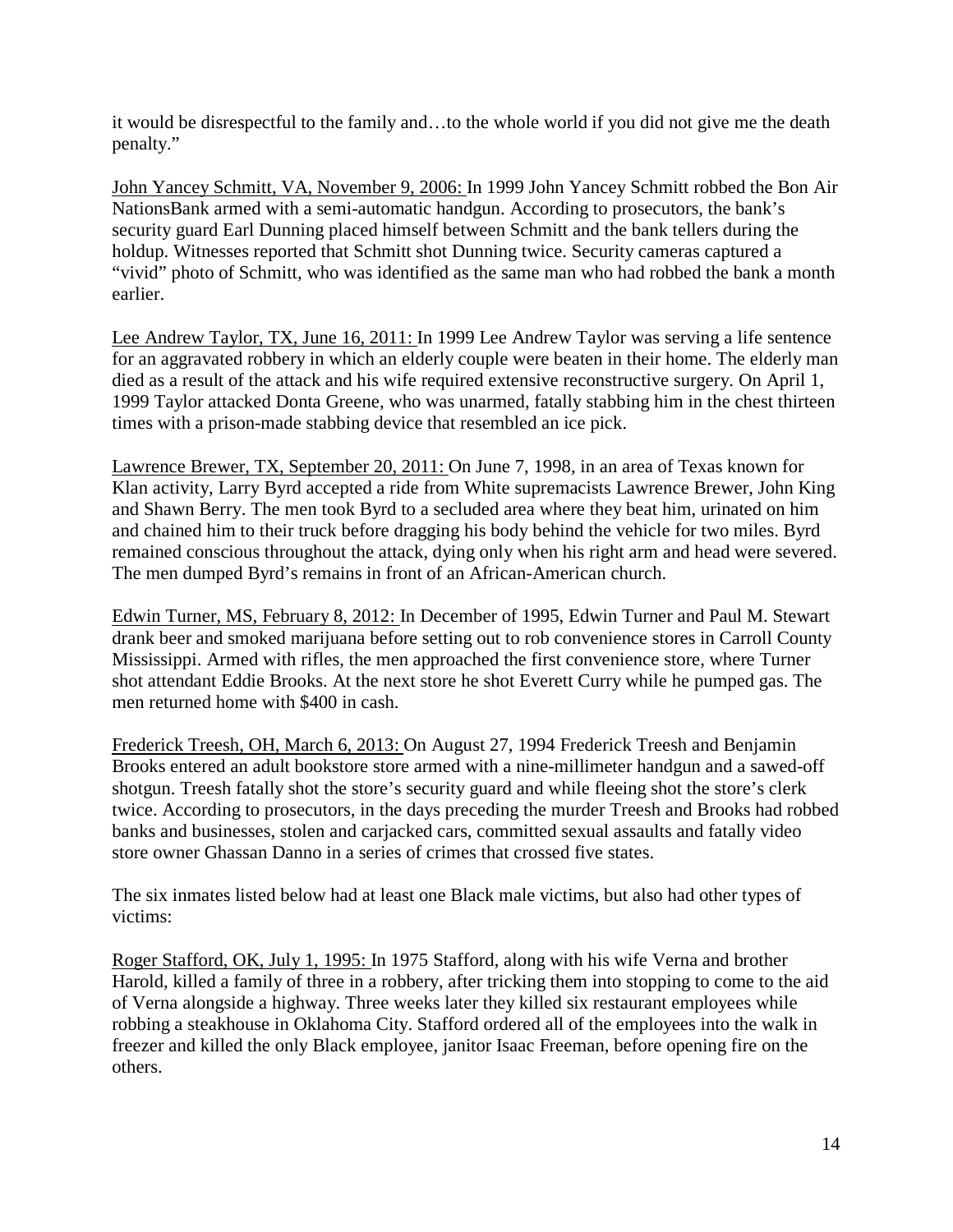it would be disrespectful to the family and…to the whole world if you did not give me the death penalty."

<u>John Yancey Schmitt, VA, November 9, 2006:</u> In 1999 John Yancey Schmitt robbed the Bon Air NationsBank armed with a semi-automatic handgun. According to prosecutors, the bank's security guard Earl Dunning placed himself between Schmitt and the bank tellers during the holdup. Witnesses reported that Schmitt shot Dunning twice. Security cameras captured a "vivid" photo of Schmitt, who was identified as the same man who had robbed the bank a month earlier.

<u>Lee Andrew Taylor, TX, June 16, 2011:</u> In 1999 Lee Andrew Taylor was serving a life sentence for an aggravated robbery in which an elderly couple were beaten in their home. The elderly man died as a result of the attack and his wife required extensive reconstructive surgery. On April 1, 1999 Taylor attacked Donta Greene, who was unarmed, fatally stabbing him in the chest thirteen times with a prison-made stabbing device that resembled an ice pick.

<u>Lawrence Brewer, TX, September 20, 2011:</u> On June 7, 1998, in an area of Texas known for Klan activity, Larry Byrd accepted a ride from White supremacists Lawrence Brewer, John King and Shawn Berry. The men took Byrd to a secluded area where they beat him, urinated on him and chained him to their truck before dragging his body behind the vehicle for two miles. Byrd remained conscious throughout the attack, dying only when his right arm and head were severed. The men dumped Byrd's remains in front of an African-American church.

<u>Edwin Turner, MS, February 8, 2012:</u> In December of 1995, Edwin Turner and Paul M. Stewart drank beer and smoked marijuana before setting out to rob convenience stores in Carroll County Mississippi. Armed with rifles, the men approached the first convenience store, where Turner shot attendant Eddie Brooks. At the next store he shot Everett Curry while he pumped gas. The men returned home with $400 in cash.

<u>Frederick Treesh, OH, March 6, 2013:</u> On August 27, 1994 Frederick Treesh and Benjamin Brooks entered an adult bookstore store armed with a nine-millimeter handgun and a sawed-off shotgun. Treesh fatally shot the store's security guard and while fleeing shot the store's clerk twice. According to prosecutors, in the days preceding the murder Treesh and Brooks had robbed banks and businesses, stolen and carjacked cars, committed sexual assaults and fatally video store owner Ghassan Danno in a series of crimes that crossed five states.

The six inmates listed below had at least one Black male victims, but also had other types of victims:

<u>Roger Stafford, OK, July 1, 1995:</u> In 1975 Stafford, along with his wife Verna and brother Harold, killed a family of three in a robbery, after tricking them into stopping to come to the aid of Verna alongside a highway. Three weeks later they killed six restaurant employees while robbing a steakhouse in Oklahoma City. Stafford ordered all of the employees into the walk in freezer and killed the only Black employee, janitor Isaac Freeman, before opening fire on the others.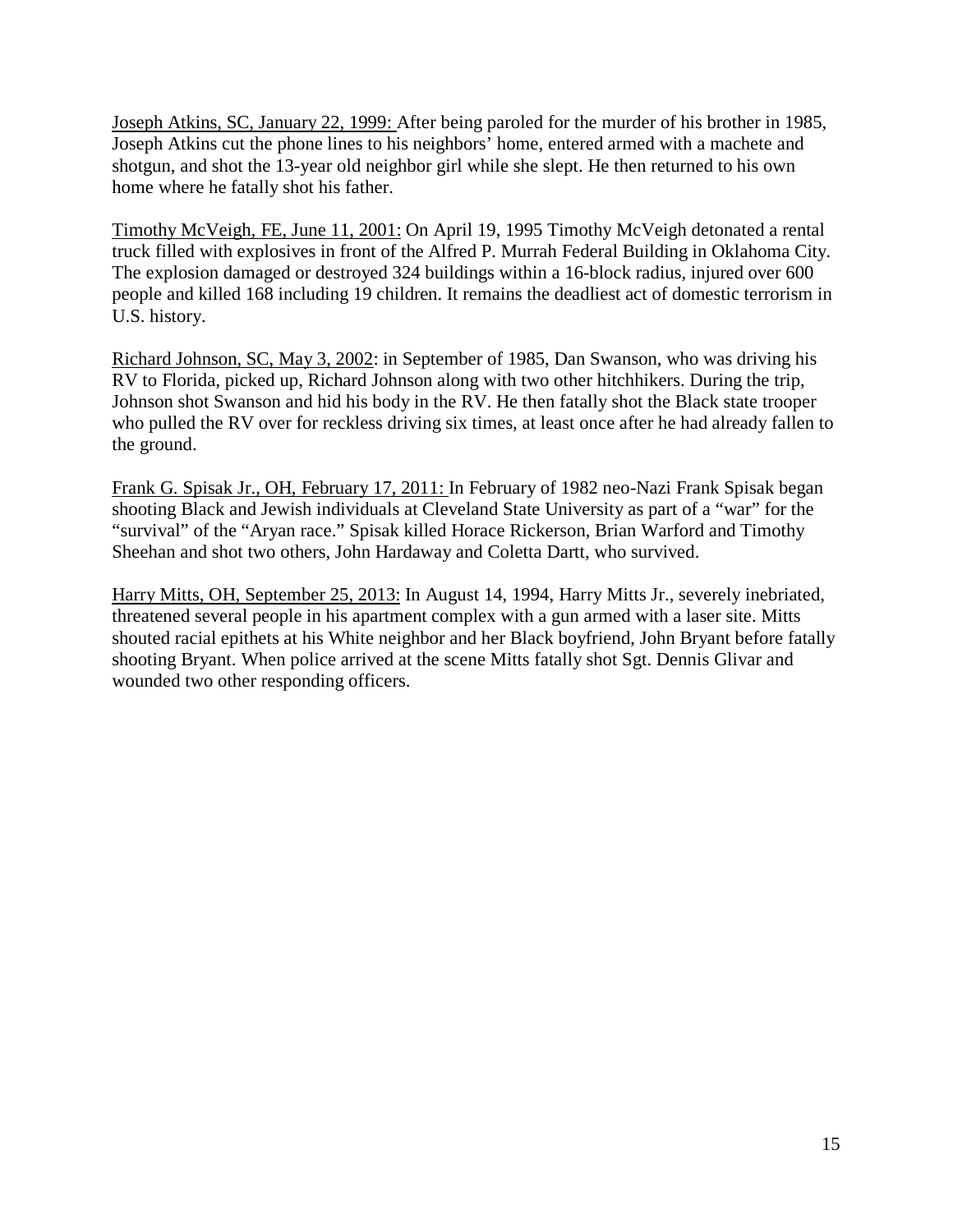Joseph Atkins, SC, January 22, 1999: After being paroled for the murder of his brother in 1985, Joseph Atkins cut the phone lines to his neighbors' home, entered armed with a machete and shotgun, and shot the 13-year old neighbor girl while she slept. He then returned to his own home where he fatally shot his father.

Timothy McVeigh, FE, June 11, 2001: On April 19, 1995 Timothy McVeigh detonated a rental truck filled with explosives in front of the Alfred P. Murrah Federal Building in Oklahoma City. The explosion damaged or destroyed 324 buildings within a 16-block radius, injured over 600 people and killed 168 including 19 children. It remains the deadliest act of domestic terrorism in U.S. history.

Richard Johnson, SC, May 3, 2002: in September of 1985, Dan Swanson, who was driving his RV to Florida, picked up, Richard Johnson along with two other hitchhikers. During the trip, Johnson shot Swanson and hid his body in the RV. He then fatally shot the Black state trooper who pulled the RV over for reckless driving six times, at least once after he had already fallen to the ground.

Frank G. Spisak Jr., OH, February 17, 2011: In February of 1982 neo-Nazi Frank Spisak began shooting Black and Jewish individuals at Cleveland State University as part of a "war" for the "survival" of the "Aryan race." Spisak killed Horace Rickerson, Brian Warford and Timothy Sheehan and shot two others, John Hardaway and Coletta Dartt, who survived.

Harry Mitts, OH, September 25, 2013: In August 14, 1994, Harry Mitts Jr., severely inebriated, threatened several people in his apartment complex with a gun armed with a laser site. Mitts shouted racial epithets at his White neighbor and her Black boyfriend, John Bryant before fatally shooting Bryant. When police arrived at the scene Mitts fatally shot Sgt. Dennis Glivar and wounded two other responding officers.